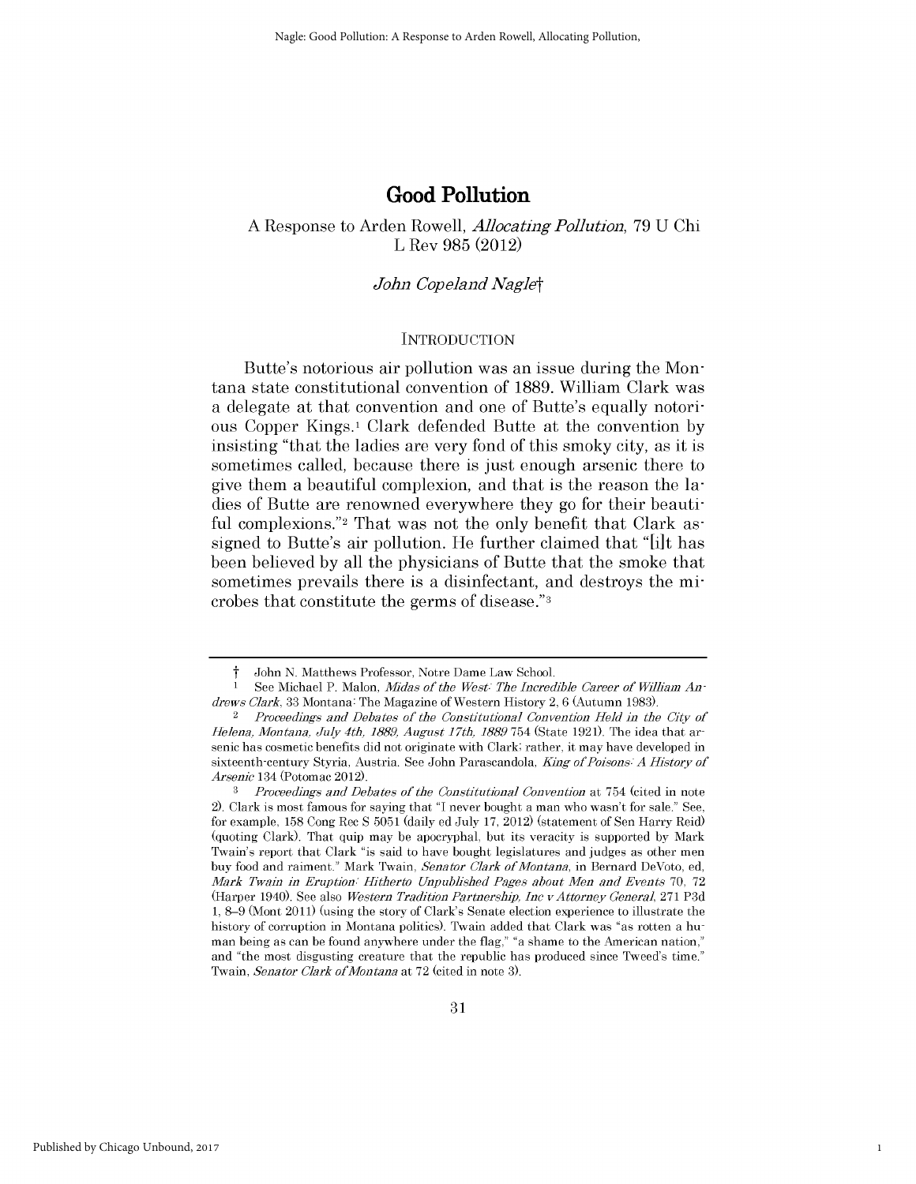# Good Pollution

## A Response to Arden Rowell, *Allocating Pollution*, 79 U Chi L Rev 985 (2012)

*John Copeland Nagle*†

### INTRODUCTION

Butte's notorious air pollution was an issue during the Montana state constitutional convention of 1889. William Clark was a delegate at that convention and one of Butte's equally notorious Copper Kings.[1] Clark defended Butte at the convention by insisting "that the ladies are very fond of this smoky city, as it is sometimes called, because there is just enough arsenic there to give them a beautiful complexion, and that is the reason the ladies of Butte are renowned everywhere they go for their beautiful complexions."[2] That was not the only benefit that Clark assigned to Butte's air pollution. He further claimed that "[i]t has been believed by all the physicians of Butte that the smoke that sometimes prevails there is a disinfectant, and destroys the microbes that constitute the germs of disease."[3]

---

† John N. Matthews Professor, Notre Dame Law School.

[1] See Michael P. Malon, *Midas of the West: The Incredible Career of William Andrews Clark*, 33 Montana: The Magazine of Western History 2, 6 (Autumn 1983).

[2] *Proceedings and Debates of the Constitutional Convention Held in the City of Helena, Montana, July 4th, 1889, August 17th, 1889* 754 (State 1921). The idea that arsenic has cosmetic benefits did not originate with Clark; rather, it may have developed in sixteenth-century Styria, Austria. See John Parascandola, *King of Poisons: A History of Arsenic* 134 (Potomac 2012).

[3] *Proceedings and Debates of the Constitutional Convention* at 754 (cited in note 2). Clark is most famous for saying that "I never bought a man who wasn't for sale." See, for example, 158 Cong Rec S 5051 (daily ed July 17, 2012) (statement of Sen Harry Reid) (quoting Clark). That quip may be apocryphal, but its veracity is supported by Mark Twain's report that Clark "is said to have bought legislatures and judges as other men buy food and raiment." Mark Twain, *Senator Clark of Montana*, in Bernard DeVoto, ed, *Mark Twain in Eruption: Hitherto Unpublished Pages about Men and Events* 70, 72 (Harper 1940). See also *Western Tradition Partnership, Inc v Attorney General*, 271 P3d 1, 8–9 (Mont 2011) (using the story of Clark's Senate election experience to illustrate the history of corruption in Montana politics). Twain added that Clark was "as rotten a human being as can be found anywhere under the flag," "a shame to the American nation," and "the most disgusting creature that the republic has produced since Tweed's time." Twain, *Senator Clark of Montana* at 72 (cited in note 3).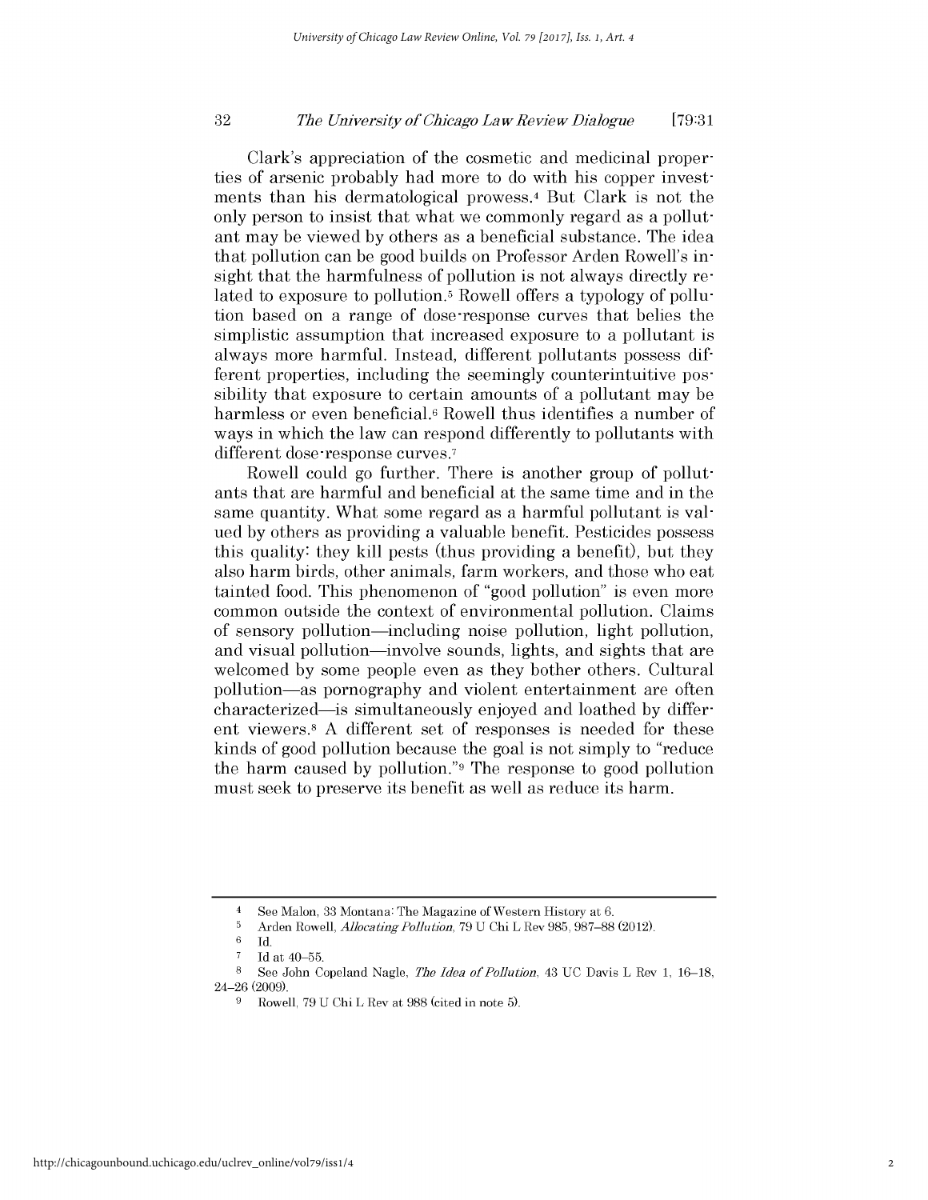Clark's appreciation of the cosmetic and medicinal properties of arsenic probably had more to do with his copper investments than his dermatological prowess.[4] But Clark is not the only person to insist that what we commonly regard as a pollutant may be viewed by others as a beneficial substance. The idea that pollution can be good builds on Professor Arden Rowell's insight that the harmfulness of pollution is not always directly related to exposure to pollution.[5] Rowell offers a typology of pollution based on a range of dose-response curves that belies the simplistic assumption that increased exposure to a pollutant is always more harmful. Instead, different pollutants possess different properties, including the seemingly counterintuitive possibility that exposure to certain amounts of a pollutant may be harmless or even beneficial.[6] Rowell thus identifies a number of ways in which the law can respond differently to pollutants with different dose-response curves.[7]

Rowell could go further. There is another group of pollutants that are harmful and beneficial at the same time and in the same quantity. What some regard as a harmful pollutant is valued by others as providing a valuable benefit. Pesticides possess this quality: they kill pests (thus providing a benefit), but they also harm birds, other animals, farm workers, and those who eat tainted food. This phenomenon of "good pollution" is even more common outside the context of environmental pollution. Claims of sensory pollution—including noise pollution, light pollution, and visual pollution—involve sounds, lights, and sights that are welcomed by some people even as they bother others. Cultural pollution—as pornography and violent entertainment are often characterized—is simultaneously enjoyed and loathed by different viewers.[8] A different set of responses is needed for these kinds of good pollution because the goal is not simply to "reduce the harm caused by pollution."[9] The response to good pollution must seek to preserve its benefit as well as reduce its harm.

---

[4] See Malon, 33 Montana: The Magazine of Western History at 6.

[5] Arden Rowell, *Allocating Pollution*, 79 U Chi L Rev 985, 987–88 (2012).

[6] Id.

[7] Id at 40–55.

[8] See John Copeland Nagle, *The Idea of Pollution*, 43 UC Davis L Rev 1, 16–18, 24–26 (2009).

[9] Rowell, 79 U Chi L Rev at 988 (cited in note 5).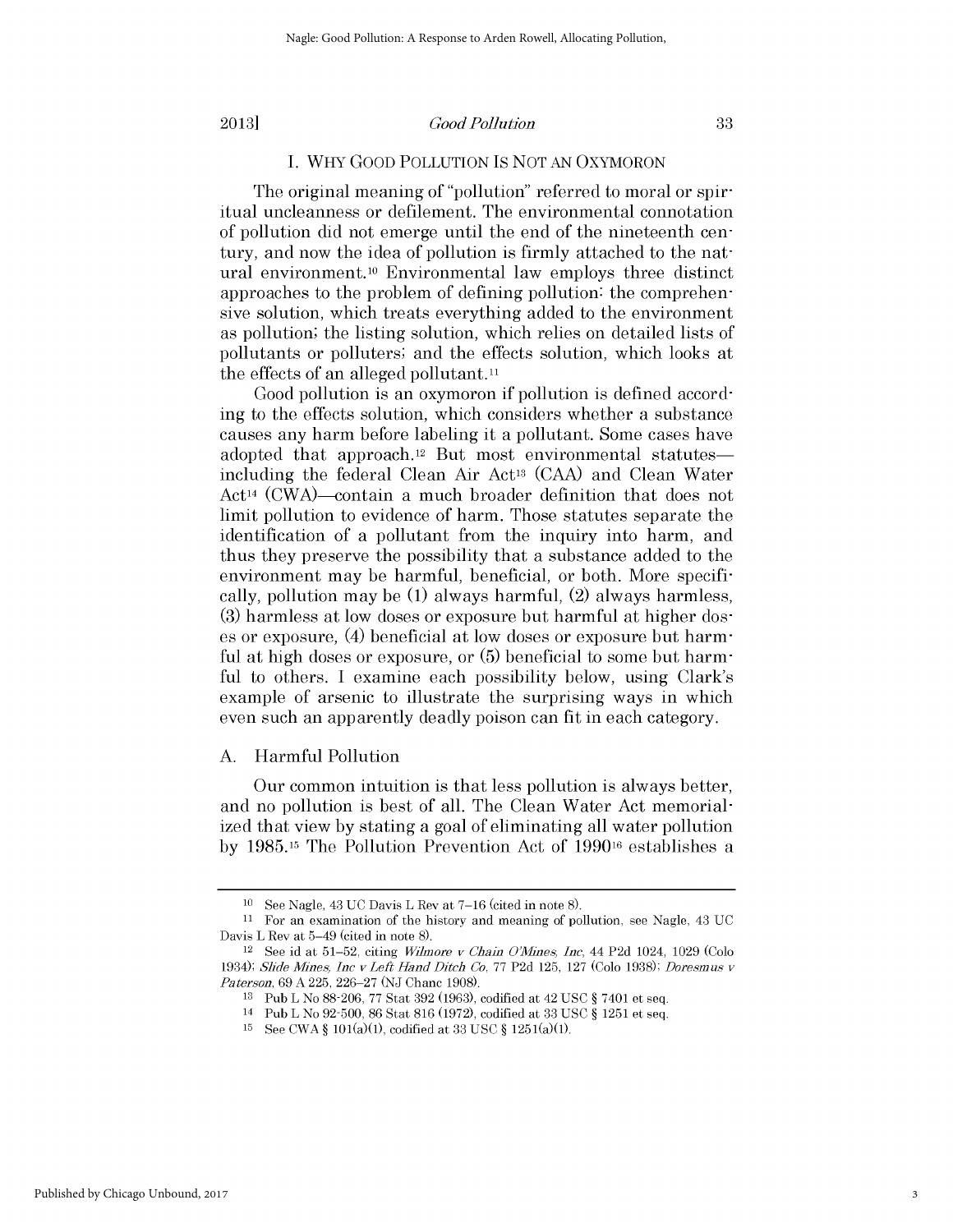## I. WHY GOOD POLLUTION IS NOT AN OXYMORON

The original meaning of "pollution" referred to moral or spiritual uncleanness or defilement. The environmental connotation of pollution did not emerge until the end of the nineteenth century, and now the idea of pollution is firmly attached to the natural environment.[10] Environmental law employs three distinct approaches to the problem of defining pollution: the comprehensive solution, which treats everything added to the environment as pollution; the listing solution, which relies on detailed lists of pollutants or polluters; and the effects solution, which looks at the effects of an alleged pollutant.[11]

Good pollution is an oxymoron if pollution is defined according to the effects solution, which considers whether a substance causes any harm before labeling it a pollutant. Some cases have adopted that approach.[12] But most environmental statutes—including the federal Clean Air Act[13] (CAA) and Clean Water Act[14] (CWA)—contain a much broader definition that does not limit pollution to evidence of harm. Those statutes separate the identification of a pollutant from the inquiry into harm, and thus they preserve the possibility that a substance added to the environment may be harmful, beneficial, or both. More specifically, pollution may be (1) always harmful, (2) always harmless, (3) harmless at low doses or exposure but harmful at higher doses or exposure, (4) beneficial at low doses or exposure but harmful at high doses or exposure, or (5) beneficial to some but harmful to others. I examine each possibility below, using Clark's example of arsenic to illustrate the surprising ways in which even such an apparently deadly poison can fit in each category.

### A. Harmful Pollution

Our common intuition is that less pollution is always better, and no pollution is best of all. The Clean Water Act memorialized that view by stating a goal of eliminating all water pollution by 1985.[15] The Pollution Prevention Act of 1990[16] establishes a

---

[10] See Nagle, 43 UC Davis L Rev at 7–16 (cited in note 8).

[11] For an examination of the history and meaning of pollution, see Nagle, 43 UC Davis L Rev at 5–49 (cited in note 8).

[12] See id at 51–52, citing *Wilmore v Chain O'Mines, Inc*, 44 P2d 1024, 1029 (Colo 1934); *Slide Mines, Inc v Left Hand Ditch Co*, 77 P2d 125, 127 (Colo 1938); *Doresmus v Paterson*, 69 A 225, 226–27 (NJ Chanc 1908).

[13] Pub L No 88-206, 77 Stat 392 (1963), codified at 42 USC § 7401 et seq.

[14] Pub L No 92-500, 86 Stat 816 (1972), codified at 33 USC § 1251 et seq.

[15] See CWA § 101(a)(1), codified at 33 USC § 1251(a)(1).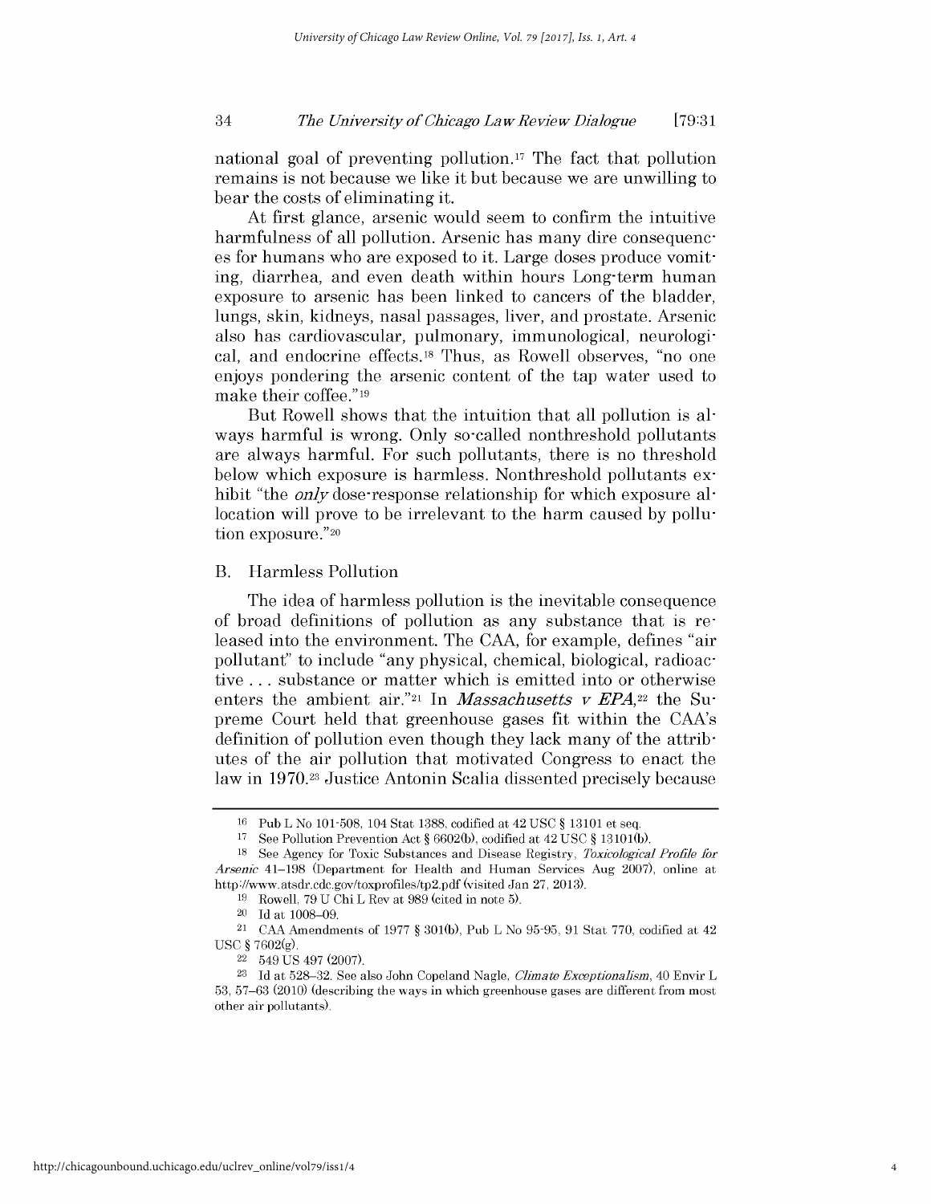national goal of preventing pollution.[17] The fact that pollution remains is not because we like it but because we are unwilling to bear the costs of eliminating it.

At first glance, arsenic would seem to confirm the intuitive harmfulness of all pollution. Arsenic has many dire consequences for humans who are exposed to it. Large doses produce vomiting, diarrhea, and even death within hours Long-term human exposure to arsenic has been linked to cancers of the bladder, lungs, skin, kidneys, nasal passages, liver, and prostate. Arsenic also has cardiovascular, pulmonary, immunological, neurological, and endocrine effects.[18] Thus, as Rowell observes, "no one enjoys pondering the arsenic content of the tap water used to make their coffee."[19]

But Rowell shows that the intuition that all pollution is always harmful is wrong. Only so-called nonthreshold pollutants are always harmful. For such pollutants, there is no threshold below which exposure is harmless. Nonthreshold pollutants exhibit "the *only* dose-response relationship for which exposure allocation will prove to be irrelevant to the harm caused by pollution exposure."[20]

## B. Harmless Pollution

The idea of harmless pollution is the inevitable consequence of broad definitions of pollution as any substance that is released into the environment. The CAA, for example, defines "air pollutant" to include "any physical, chemical, biological, radioactive . . . substance or matter which is emitted into or otherwise enters the ambient air."[21] In ***Massachusetts v EPA***,[22] the Supreme Court held that greenhouse gases fit within the CAA's definition of pollution even though they lack many of the attributes of the air pollution that motivated Congress to enact the law in 1970.[23] Justice Antonin Scalia dissented precisely because

---

16 Pub L No 101-508, 104 Stat 1388, codified at 42 USC § 13101 et seq.

17 See Pollution Prevention Act § 6602(b), codified at 42 USC § 13101(b).

18 See Agency for Toxic Substances and Disease Registry, *Toxicological Profile for Arsenic* 41–198 (Department for Health and Human Services Aug 2007), online at http://www.atsdr.cdc.gov/toxprofiles/tp2.pdf (visited Jan 27, 2013).

19 Rowell, 79 U Chi L Rev at 989 (cited in note 5).

20 Id at 1008–09.

21 CAA Amendments of 1977 § 301(b), Pub L No 95-95, 91 Stat 770, codified at 42 USC § 7602(g).

22 549 US 497 (2007).

23 Id at 528–32. See also John Copeland Nagle, *Climate Exceptionalism*, 40 Envir L 53, 57–63 (2010) (describing the ways in which greenhouse gases are different from most other air pollutants).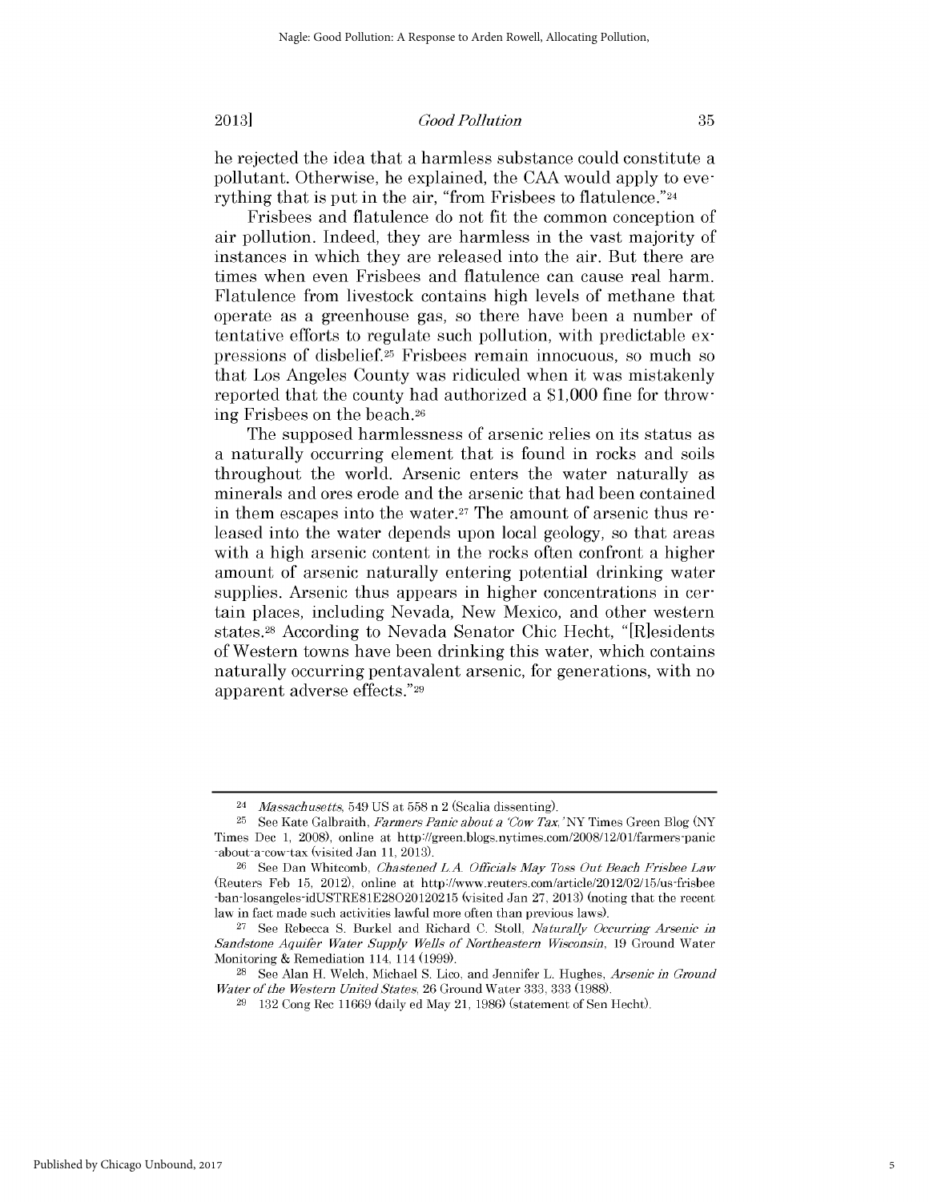he rejected the idea that a harmless substance could constitute a pollutant. Otherwise, he explained, the CAA would apply to everything that is put in the air, "from Frisbees to flatulence."[24]

Frisbees and flatulence do not fit the common conception of air pollution. Indeed, they are harmless in the vast majority of instances in which they are released into the air. But there are times when even Frisbees and flatulence can cause real harm. Flatulence from livestock contains high levels of methane that operate as a greenhouse gas, so there have been a number of tentative efforts to regulate such pollution, with predictable expressions of disbelief.[25] Frisbees remain innocuous, so much so that Los Angeles County was ridiculed when it was mistakenly reported that the county had authorized a $1,000 fine for throwing Frisbees on the beach.[26]

The supposed harmlessness of arsenic relies on its status as a naturally occurring element that is found in rocks and soils throughout the world. Arsenic enters the water naturally as minerals and ores erode and the arsenic that had been contained in them escapes into the water.[27] The amount of arsenic thus released into the water depends upon local geology, so that areas with a high arsenic content in the rocks often confront a higher amount of arsenic naturally entering potential drinking water supplies. Arsenic thus appears in higher concentrations in certain places, including Nevada, New Mexico, and other western states.[28] According to Nevada Senator Chic Hecht, "[R]esidents of Western towns have been drinking this water, which contains naturally occurring pentavalent arsenic, for generations, with no apparent adverse effects."[29]

---

[24] *Massachusetts*, 549 US at 558 n 2 (Scalia dissenting).

[25] See Kate Galbraith, *Farmers Panic about a 'Cow Tax,'* NY Times Green Blog (NY Times Dec 1, 2008), online at http://green.blogs.nytimes.com/2008/12/01/farmers-panic-about-a-cow-tax (visited Jan 11, 2013).

[26] See Dan Whitcomb, *Chastened L.A. Officials May Toss Out Beach Frisbee Law* (Reuters Feb 15, 2012), online at http://www.reuters.com/article/2012/02/15/us-frisbee-ban-losangeles-idUSTRE81E28O20120215 (visited Jan 27, 2013) (noting that the recent law in fact made such activities lawful more often than previous laws).

[27] See Rebecca S. Burkel and Richard C. Stoll, *Naturally Occurring Arsenic in Sandstone Aquifer Water Supply Wells of Northeastern Wisconsin*, 19 Ground Water Monitoring & Remediation 114, 114 (1999).

[28] See Alan H. Welch, Michael S. Lico, and Jennifer L. Hughes, *Arsenic in Ground Water of the Western United States*, 26 Ground Water 333, 333 (1988).

[29] 132 Cong Rec 11669 (daily ed May 21, 1986) (statement of Sen Hecht).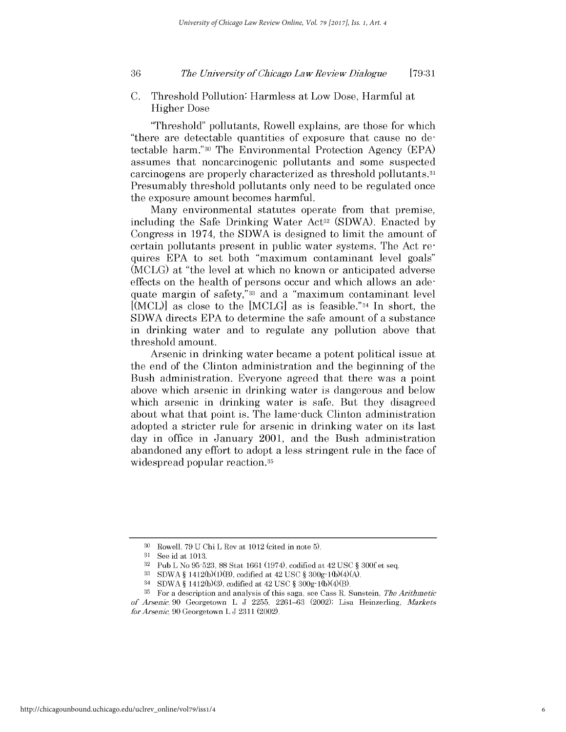### C. Threshold Pollution: Harmless at Low Dose, Harmful at Higher Dose

"Threshold" pollutants, Rowell explains, are those for which "there are detectable quantities of exposure that cause no detectable harm."[30] The Environmental Protection Agency (EPA) assumes that noncarcinogenic pollutants and some suspected carcinogens are properly characterized as threshold pollutants.[31] Presumably threshold pollutants only need to be regulated once the exposure amount becomes harmful.

Many environmental statutes operate from that premise, including the Safe Drinking Water Act[32] (SDWA). Enacted by Congress in 1974, the SDWA is designed to limit the amount of certain pollutants present in public water systems. The Act requires EPA to set both "maximum contaminant level goals" (MCLG) at "the level at which no known or anticipated adverse effects on the health of persons occur and which allows an adequate margin of safety,"[33] and a "maximum contaminant level [(MCL)] as close to the [MCLG] as is feasible."[34] In short, the SDWA directs EPA to determine the safe amount of a substance in drinking water and to regulate any pollution above that threshold amount.

Arsenic in drinking water became a potent political issue at the end of the Clinton administration and the beginning of the Bush administration. Everyone agreed that there was a point above which arsenic in drinking water is dangerous and below which arsenic in drinking water is safe. But they disagreed about what that point is. The lame-duck Clinton administration adopted a stricter rule for arsenic in drinking water on its last day in office in January 2001, and the Bush administration abandoned any effort to adopt a less stringent rule in the face of widespread popular reaction.[35]

---

[30] Rowell, 79 U Chi L Rev at 1012 (cited in note 5).

[31] See id at 1013.

[32] Pub L No 95-523, 88 Stat 1661 (1974), codified at 42 USC § 300f et seq.

[33] SDWA § 1412(b)(1)(B), codified at 42 USC § 300g-1(b)(4)(A).

[34] SDWA § 1412(b)(3), codified at 42 USC § 300g-1(b)(4)(B).

[35] For a description and analysis of this saga, see Cass R. Sunstein, *The Arithmetic of Arsenic*, 90 Georgetown L J 2255, 2261–63 (2002); Lisa Heinzerling, *Markets for Arsenic*, 90 Georgetown L J 2311 (2002).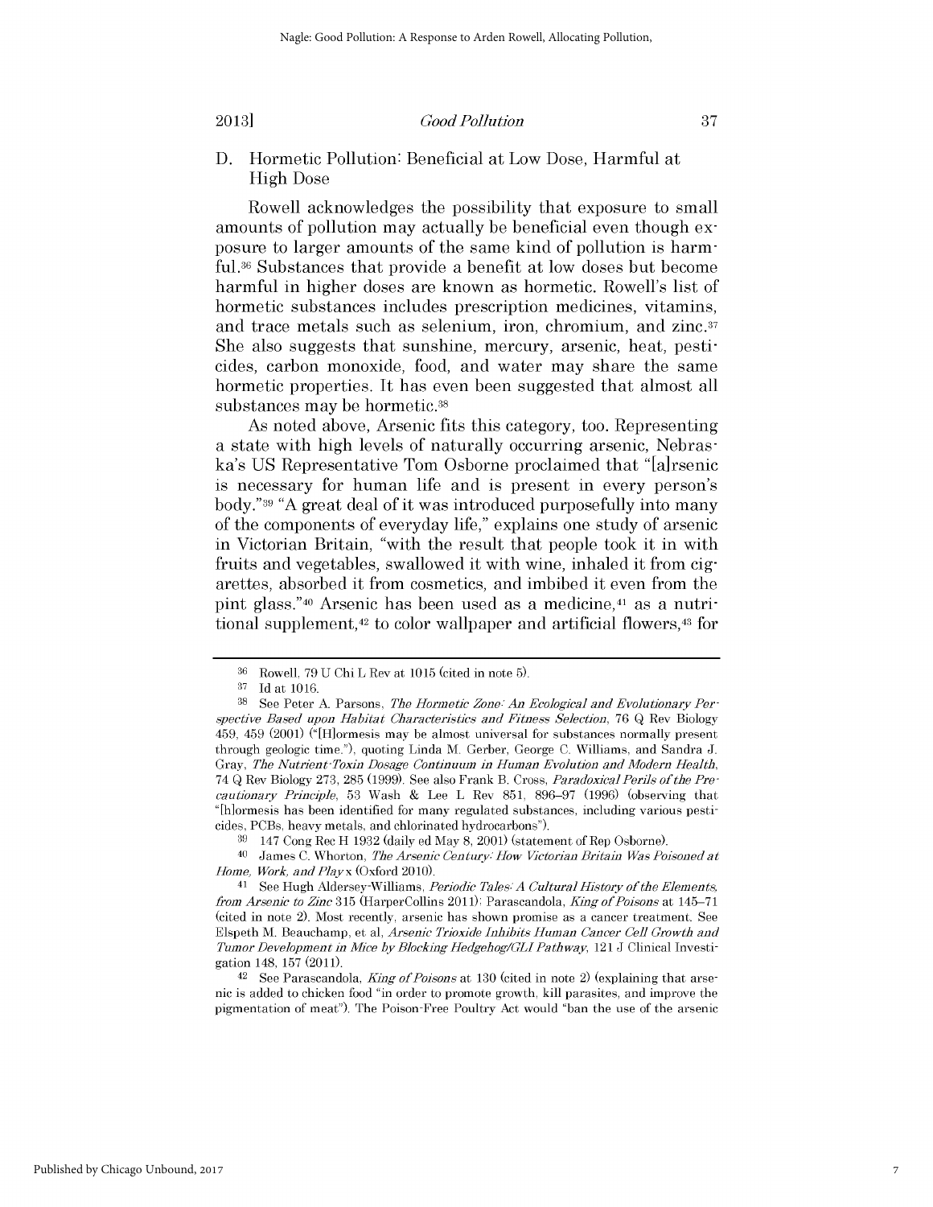### D. Hormetic Pollution: Beneficial at Low Dose, Harmful at High Dose

Rowell acknowledges the possibility that exposure to small amounts of pollution may actually be beneficial even though exposure to larger amounts of the same kind of pollution is harmful.[36] Substances that provide a benefit at low doses but become harmful in higher doses are known as hormetic. Rowell's list of hormetic substances includes prescription medicines, vitamins, and trace metals such as selenium, iron, chromium, and zinc.[37] She also suggests that sunshine, mercury, arsenic, heat, pesticides, carbon monoxide, food, and water may share the same hormetic properties. It has even been suggested that almost all substances may be hormetic.[38]

As noted above, Arsenic fits this category, too. Representing a state with high levels of naturally occurring arsenic, Nebraska's US Representative Tom Osborne proclaimed that "[a]rsenic is necessary for human life and is present in every person's body."[39] "A great deal of it was introduced purposefully into many of the components of everyday life," explains one study of arsenic in Victorian Britain, "with the result that people took it in with fruits and vegetables, swallowed it with wine, inhaled it from cigarettes, absorbed it from cosmetics, and imbibed it even from the pint glass."[40] Arsenic has been used as a medicine,[41] as a nutritional supplement,[42] to color wallpaper and artificial flowers,[43] for

---

[36] Rowell, 79 U Chi L Rev at 1015 (cited in note 5).

[37] Id at 1016.

[38] See Peter A. Parsons, *The Hormetic Zone: An Ecological and Evolutionary Perspective Based upon Habitat Characteristics and Fitness Selection*, 76 Q Rev Biology 459, 459 (2001) ("[H]ormesis may be almost universal for substances normally present through geologic time."), quoting Linda M. Gerber, George C. Williams, and Sandra J. Gray, *The Nutrient-Toxin Dosage Continuum in Human Evolution and Modern Health*, 74 Q Rev Biology 273, 285 (1999). See also Frank B. Cross, *Paradoxical Perils of the Precautionary Principle*, 53 Wash & Lee L Rev 851, 896–97 (1996) (observing that "[h]ormesis has been identified for many regulated substances, including various pesticides, PCBs, heavy metals, and chlorinated hydrocarbons").

[39] 147 Cong Rec H 1932 (daily ed May 8, 2001) (statement of Rep Osborne).

[40] James C. Whorton, *The Arsenic Century: How Victorian Britain Was Poisoned at Home, Work, and Play* x (Oxford 2010).

[41] See Hugh Aldersey-Williams, *Periodic Tales: A Cultural History of the Elements, from Arsenic to Zinc* 315 (HarperCollins 2011); Parascandola, *King of Poisons* at 145–71 (cited in note 2). Most recently, arsenic has shown promise as a cancer treatment. See Elspeth M. Beauchamp, et al, *Arsenic Trioxide Inhibits Human Cancer Cell Growth and Tumor Development in Mice by Blocking Hedgehog/GLI Pathway*, 121 J Clinical Investigation 148, 157 (2011).

[42] See Parascandola, *King of Poisons* at 130 (cited in note 2) (explaining that arsenic is added to chicken food "in order to promote growth, kill parasites, and improve the pigmentation of meat"). The Poison-Free Poultry Act would "ban the use of the arsenic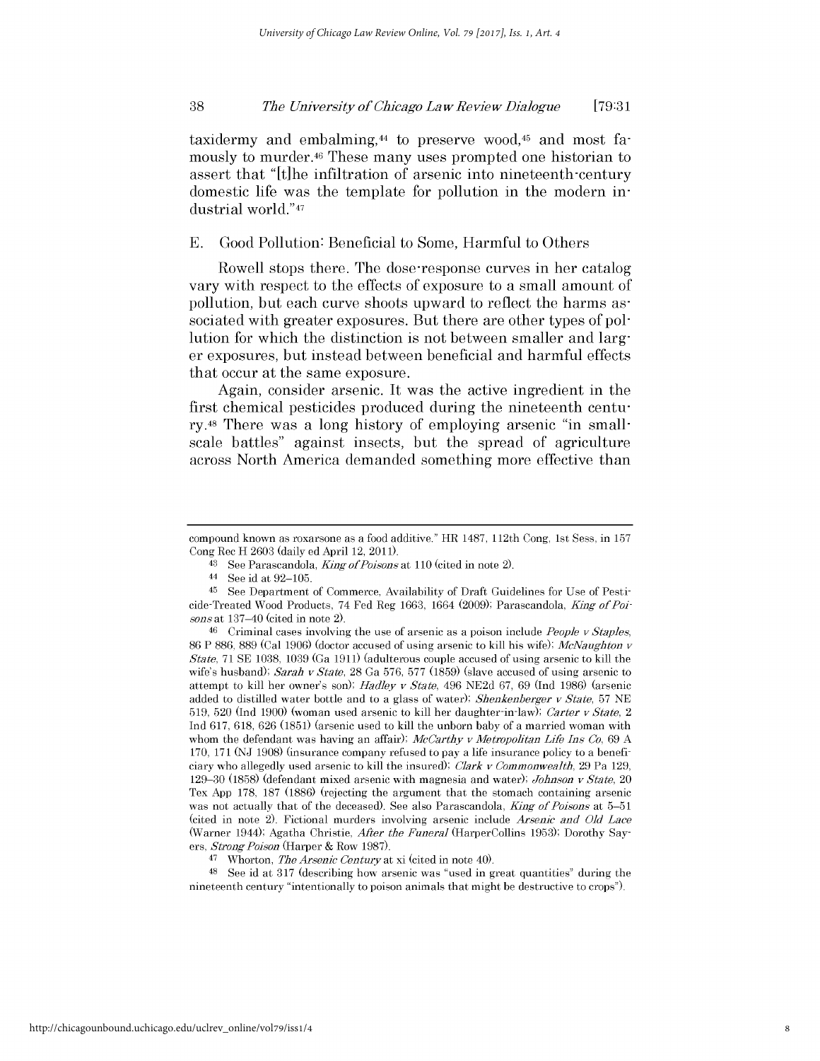taxidermy and embalming,[44] to preserve wood,[45] and most famously to murder.[46] These many uses prompted one historian to assert that "[t]he infiltration of arsenic into nineteenth-century domestic life was the template for pollution in the modern industrial world."[47]

### E. Good Pollution: Beneficial to Some, Harmful to Others

Rowell stops there. The dose-response curves in her catalog vary with respect to the effects of exposure to a small amount of pollution, but each curve shoots upward to reflect the harms associated with greater exposures. But there are other types of pollution for which the distinction is not between smaller and larger exposures, but instead between beneficial and harmful effects that occur at the same exposure.

Again, consider arsenic. It was the active ingredient in the first chemical pesticides produced during the nineteenth century.[48] There was a long history of employing arsenic "in small-scale battles" against insects, but the spread of agriculture across North America demanded something more effective than

---

compound known as roxarsone as a food additive." HR 1487, 112th Cong, 1st Sess, in 157 Cong Rec H 2603 (daily ed April 12, 2011).

[43] See Parascandola, *King of Poisons* at 110 (cited in note 2).

[44] See id at 92–105.

[45] See Department of Commerce, Availability of Draft Guidelines for Use of Pesticide-Treated Wood Products, 74 Fed Reg 1663, 1664 (2009); Parascandola, *King of Poisons* at 137–40 (cited in note 2).

[46] Criminal cases involving the use of arsenic as a poison include *People v Staples*, 86 P 886, 889 (Cal 1906) (doctor accused of using arsenic to kill his wife); *McNaughton v State*, 71 SE 1038, 1039 (Ga 1911) (adulterous couple accused of using arsenic to kill the wife's husband); *Sarah v State*, 28 Ga 576, 577 (1859) (slave accused of using arsenic to attempt to kill her owner's son); *Hadley v State*, 496 NE2d 67, 69 (Ind 1986) (arsenic added to distilled water bottle and to a glass of water); *Shenkenberger v State*, 57 NE 519, 520 (Ind 1900) (woman used arsenic to kill her daughter-in-law); *Carter v State*, 2 Ind 617, 618, 626 (1851) (arsenic used to kill the unborn baby of a married woman with whom the defendant was having an affair); *McCarthy v Metropolitan Life Ins Co*, 69 A 170, 171 (NJ 1908) (insurance company refused to pay a life insurance policy to a beneficiary who allegedly used arsenic to kill the insured); *Clark v Commonwealth*, 29 Pa 129, 129–30 (1858) (defendant mixed arsenic with magnesia and water); *Johnson v State*, 20 Tex App 178, 187 (1886) (rejecting the argument that the stomach containing arsenic was not actually that of the deceased). See also Parascandola, *King of Poisons* at 5–51 (cited in note 2). Fictional murders involving arsenic include *Arsenic and Old Lace* (Warner 1944); Agatha Christie, *After the Funeral* (HarperCollins 1953); Dorothy Sayers, *Strong Poison* (Harper & Row 1987).

[47] Whorton, *The Arsenic Century* at xi (cited in note 40).

[48] See id at 317 (describing how arsenic was "used in great quantities" during the nineteenth century "intentionally to poison animals that might be destructive to crops").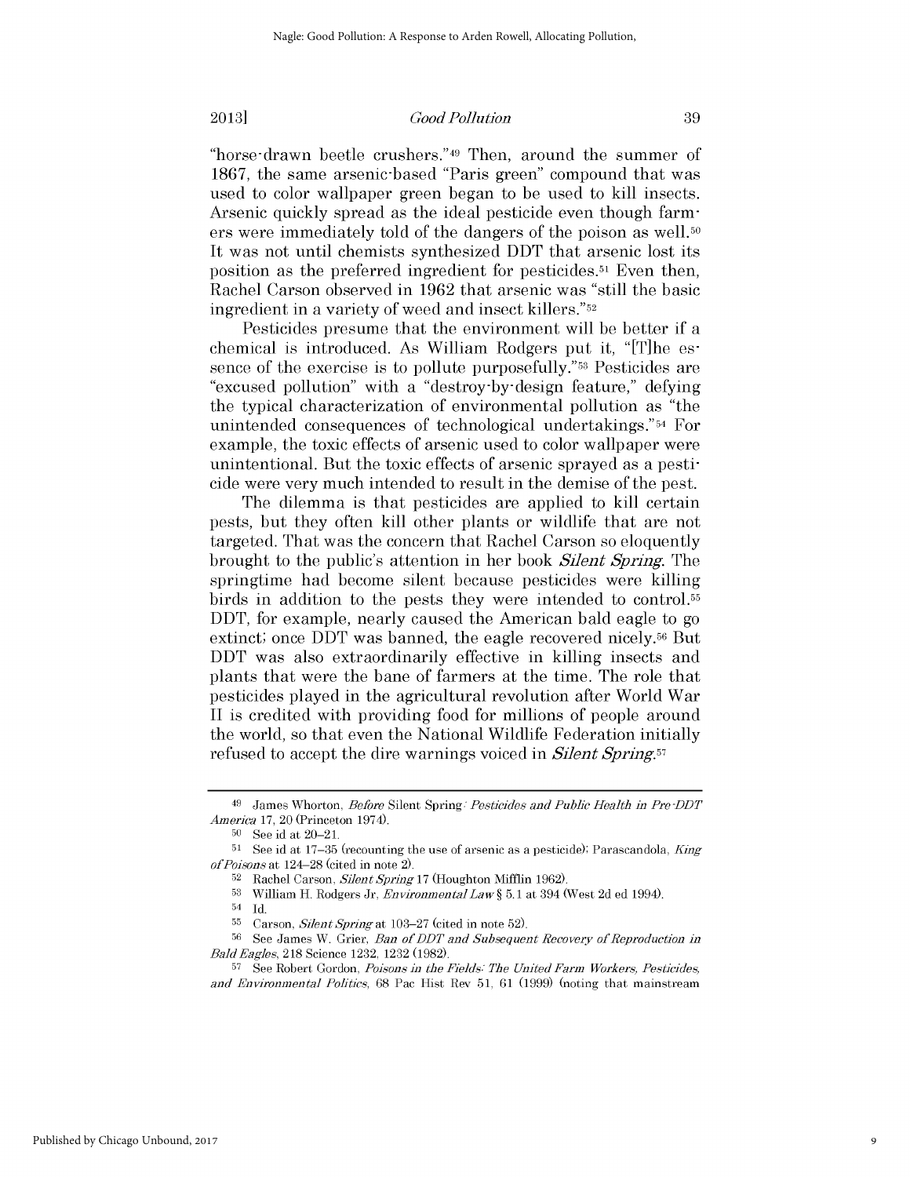"horse-drawn beetle crushers."[49] Then, around the summer of 1867, the same arsenic-based "Paris green" compound that was used to color wallpaper green began to be used to kill insects. Arsenic quickly spread as the ideal pesticide even though farmers were immediately told of the dangers of the poison as well.[50] It was not until chemists synthesized DDT that arsenic lost its position as the preferred ingredient for pesticides.[51] Even then, Rachel Carson observed in 1962 that arsenic was "still the basic ingredient in a variety of weed and insect killers."[52]

Pesticides presume that the environment will be better if a chemical is introduced. As William Rodgers put it, "[T]he essence of the exercise is to pollute purposefully."[53] Pesticides are "excused pollution" with a "destroy-by-design feature," defying the typical characterization of environmental pollution as "the unintended consequences of technological undertakings."[54] For example, the toxic effects of arsenic used to color wallpaper were unintentional. But the toxic effects of arsenic sprayed as a pesticide were very much intended to result in the demise of the pest.

The dilemma is that pesticides are applied to kill certain pests, but they often kill other plants or wildlife that are not targeted. That was the concern that Rachel Carson so eloquently brought to the public's attention in her book ***Silent Spring***. The springtime had become silent because pesticides were killing birds in addition to the pests they were intended to control.[55] DDT, for example, nearly caused the American bald eagle to go extinct; once DDT was banned, the eagle recovered nicely.[56] But DDT was also extraordinarily effective in killing insects and plants that were the bane of farmers at the time. The role that pesticides played in the agricultural revolution after World War II is credited with providing food for millions of people around the world, so that even the National Wildlife Federation initially refused to accept the dire warnings voiced in ***Silent Spring***.[57]

---

[49] James Whorton, *Before* Silent Spring*: Pesticides and Public Health in Pre-DDT America* 17, 20 (Princeton 1974).

[50] See id at 20–21.

[51] See id at 17–35 (recounting the use of arsenic as a pesticide); Parascandola, *King of Poisons* at 124–28 (cited in note 2).

[52] Rachel Carson, *Silent Spring* 17 (Houghton Mifflin 1962).

[53] William H. Rodgers Jr, *Environmental Law* § 5.1 at 394 (West 2d ed 1994).

[54] Id.

[55] Carson, *Silent Spring* at 103–27 (cited in note 52).

[56] See James W. Grier, *Ban of DDT and Subsequent Recovery of Reproduction in Bald Eagles*, 218 Science 1232, 1232 (1982).

[57] See Robert Gordon, *Poisons in the Fields: The United Farm Workers, Pesticides, and Environmental Politics*, 68 Pac Hist Rev 51, 61 (1999) (noting that mainstream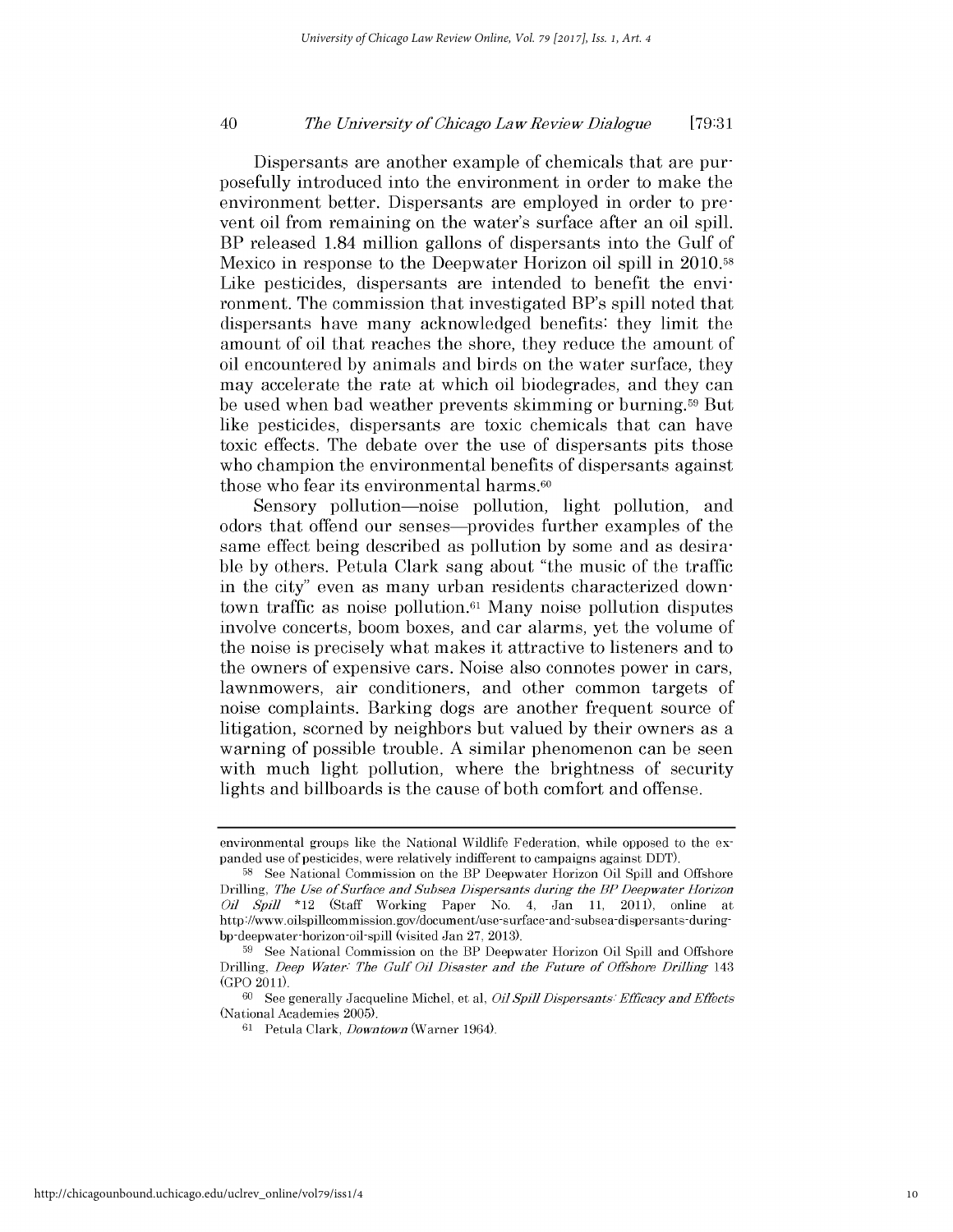Dispersants are another example of chemicals that are purposefully introduced into the environment in order to make the environment better. Dispersants are employed in order to prevent oil from remaining on the water's surface after an oil spill. BP released 1.84 million gallons of dispersants into the Gulf of Mexico in response to the Deepwater Horizon oil spill in 2010.[58] Like pesticides, dispersants are intended to benefit the environment. The commission that investigated BP's spill noted that dispersants have many acknowledged benefits: they limit the amount of oil that reaches the shore, they reduce the amount of oil encountered by animals and birds on the water surface, they may accelerate the rate at which oil biodegrades, and they can be used when bad weather prevents skimming or burning.[59] But like pesticides, dispersants are toxic chemicals that can have toxic effects. The debate over the use of dispersants pits those who champion the environmental benefits of dispersants against those who fear its environmental harms.[60]

Sensory pollution—noise pollution, light pollution, and odors that offend our senses—provides further examples of the same effect being described as pollution by some and as desirable by others. Petula Clark sang about "the music of the traffic in the city" even as many urban residents characterized downtown traffic as noise pollution.[61] Many noise pollution disputes involve concerts, boom boxes, and car alarms, yet the volume of the noise is precisely what makes it attractive to listeners and to the owners of expensive cars. Noise also connotes power in cars, lawnmowers, air conditioners, and other common targets of noise complaints. Barking dogs are another frequent source of litigation, scorned by neighbors but valued by their owners as a warning of possible trouble. A similar phenomenon can be seen with much light pollution, where the brightness of security lights and billboards is the cause of both comfort and offense.

---

environmental groups like the National Wildlife Federation, while opposed to the expanded use of pesticides, were relatively indifferent to campaigns against DDT).

[58] See National Commission on the BP Deepwater Horizon Oil Spill and Offshore Drilling, *The Use of Surface and Subsea Dispersants during the BP Deepwater Horizon Oil Spill* *12 (Staff Working Paper No. 4, Jan 11, 2011), online at http://www.oilspillcommission.gov/document/use-surface-and-subsea-dispersants-during-bp-deepwater-horizon-oil-spill (visited Jan 27, 2013).

[59] See National Commission on the BP Deepwater Horizon Oil Spill and Offshore Drilling, *Deep Water: The Gulf Oil Disaster and the Future of Offshore Drilling* 143 (GPO 2011).

[60] See generally Jacqueline Michel, et al, *Oil Spill Dispersants: Efficacy and Effects* (National Academies 2005).

[61] Petula Clark, *Downtown* (Warner 1964).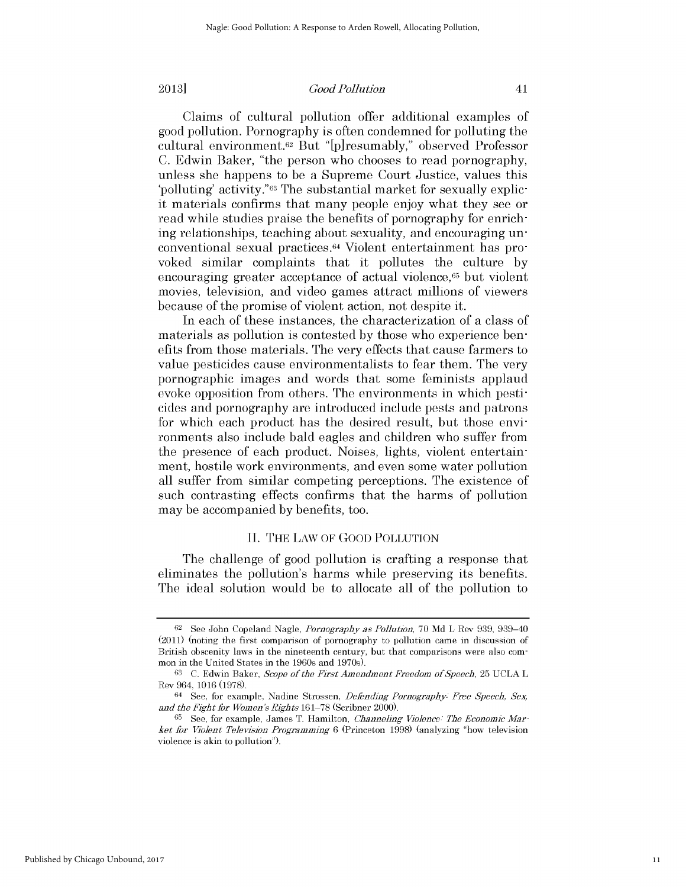Claims of cultural pollution offer additional examples of good pollution. Pornography is often condemned for polluting the cultural environment.[62] But "[p]resumably," observed Professor C. Edwin Baker, "the person who chooses to read pornography, unless she happens to be a Supreme Court Justice, values this 'polluting' activity."[63] The substantial market for sexually explicit materials confirms that many people enjoy what they see or read while studies praise the benefits of pornography for enriching relationships, teaching about sexuality, and encouraging unconventional sexual practices.[64] Violent entertainment has provoked similar complaints that it pollutes the culture by encouraging greater acceptance of actual violence,[65] but violent movies, television, and video games attract millions of viewers because of the promise of violent action, not despite it.

In each of these instances, the characterization of a class of materials as pollution is contested by those who experience benefits from those materials. The very effects that cause farmers to value pesticides cause environmentalists to fear them. The very pornographic images and words that some feminists applaud evoke opposition from others. The environments in which pesticides and pornography are introduced include pests and patrons for which each product has the desired result, but those environments also include bald eagles and children who suffer from the presence of each product. Noises, lights, violent entertainment, hostile work environments, and even some water pollution all suffer from similar competing perceptions. The existence of such contrasting effects confirms that the harms of pollution may be accompanied by benefits, too.

## II. THE LAW OF GOOD POLLUTION

The challenge of good pollution is crafting a response that eliminates the pollution's harms while preserving its benefits. The ideal solution would be to allocate all of the pollution to

---

[62] See John Copeland Nagle, *Pornography as Pollution*, 70 Md L Rev 939, 939–40 (2011) (noting the first comparison of pornography to pollution came in discussion of British obscenity laws in the nineteenth century, but that comparisons were also common in the United States in the 1960s and 1970s).

[63] C. Edwin Baker, *Scope of the First Amendment Freedom of Speech*, 25 UCLA L Rev 964, 1016 (1978).

[64] See, for example, Nadine Strossen, *Defending Pornography: Free Speech, Sex, and the Fight for Women's Rights* 161–78 (Scribner 2000).

[65] See, for example, James T. Hamilton, *Channeling Violence: The Economic Market for Violent Television Programming* 6 (Princeton 1998) (analyzing "how television violence is akin to pollution").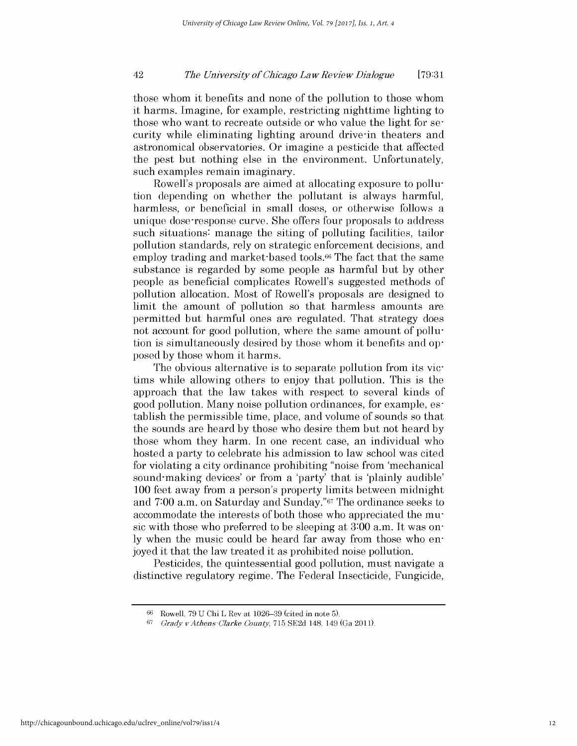those whom it benefits and none of the pollution to those whom it harms. Imagine, for example, restricting nighttime lighting to those who want to recreate outside or who value the light for security while eliminating lighting around drive-in theaters and astronomical observatories. Or imagine a pesticide that affected the pest but nothing else in the environment. Unfortunately, such examples remain imaginary.

Rowell's proposals are aimed at allocating exposure to pollution depending on whether the pollutant is always harmful, harmless, or beneficial in small doses, or otherwise follows a unique dose-response curve. She offers four proposals to address such situations: manage the siting of polluting facilities, tailor pollution standards, rely on strategic enforcement decisions, and employ trading and market-based tools.[66] The fact that the same substance is regarded by some people as harmful but by other people as beneficial complicates Rowell's suggested methods of pollution allocation. Most of Rowell's proposals are designed to limit the amount of pollution so that harmless amounts are permitted but harmful ones are regulated. That strategy does not account for good pollution, where the same amount of pollution is simultaneously desired by those whom it benefits and opposed by those whom it harms.

The obvious alternative is to separate pollution from its victims while allowing others to enjoy that pollution. This is the approach that the law takes with respect to several kinds of good pollution. Many noise pollution ordinances, for example, establish the permissible time, place, and volume of sounds so that the sounds are heard by those who desire them but not heard by those whom they harm. In one recent case, an individual who hosted a party to celebrate his admission to law school was cited for violating a city ordinance prohibiting "noise from 'mechanical sound-making devices' or from a 'party' that is 'plainly audible' 100 feet away from a person's property limits between midnight and 7:00 a.m. on Saturday and Sunday."[67] The ordinance seeks to accommodate the interests of both those who appreciated the music with those who preferred to be sleeping at 3:00 a.m. It was only when the music could be heard far away from those who enjoyed it that the law treated it as prohibited noise pollution.

Pesticides, the quintessential good pollution, must navigate a distinctive regulatory regime. The Federal Insecticide, Fungicide,

---

[66] Rowell, 79 U Chi L Rev at 1026–39 (cited in note 5).

[67] *Grady v Athens-Clarke County*, 715 SE2d 148, 149 (Ga 2011).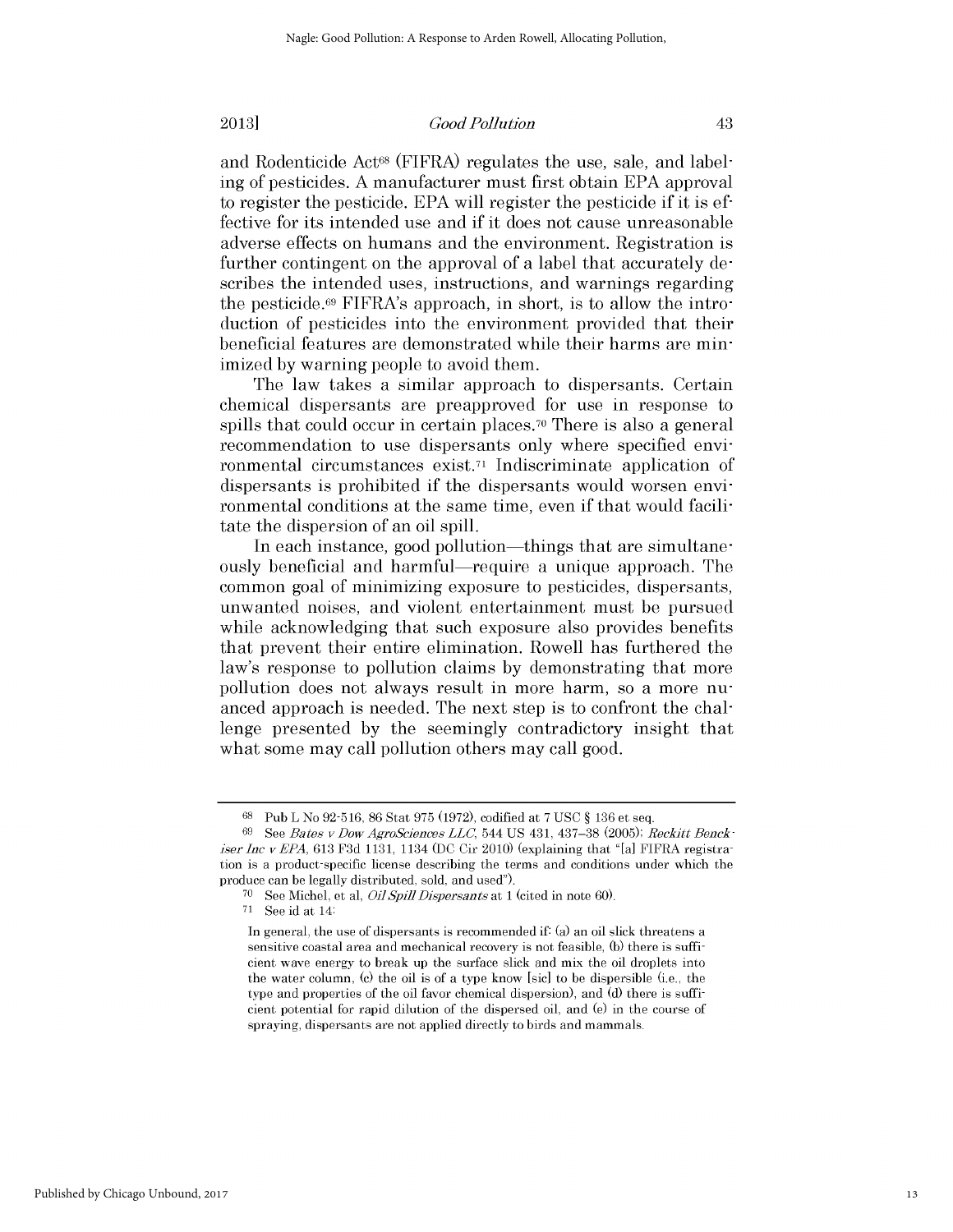and Rodenticide Act[68] (FIFRA) regulates the use, sale, and labeling of pesticides. A manufacturer must first obtain EPA approval to register the pesticide. EPA will register the pesticide if it is effective for its intended use and if it does not cause unreasonable adverse effects on humans and the environment. Registration is further contingent on the approval of a label that accurately describes the intended uses, instructions, and warnings regarding the pesticide.[69] FIFRA's approach, in short, is to allow the introduction of pesticides into the environment provided that their beneficial features are demonstrated while their harms are minimized by warning people to avoid them.

The law takes a similar approach to dispersants. Certain chemical dispersants are preapproved for use in response to spills that could occur in certain places.[70] There is also a general recommendation to use dispersants only where specified environmental circumstances exist.[71] Indiscriminate application of dispersants is prohibited if the dispersants would worsen environmental conditions at the same time, even if that would facilitate the dispersion of an oil spill.

In each instance, good pollution—things that are simultaneously beneficial and harmful—require a unique approach. The common goal of minimizing exposure to pesticides, dispersants, unwanted noises, and violent entertainment must be pursued while acknowledging that such exposure also provides benefits that prevent their entire elimination. Rowell has furthered the law's response to pollution claims by demonstrating that more pollution does not always result in more harm, so a more nuanced approach is needed. The next step is to confront the challenge presented by the seemingly contradictory insight that what some may call pollution others may call good.

---

[68] Pub L No 92-516, 86 Stat 975 (1972), codified at 7 USC § 136 et seq.

[69] See *Bates v Dow AgroSciences LLC*, 544 US 431, 437–38 (2005); *Reckitt Benckiser Inc v EPA*, 613 F3d 1131, 1134 (DC Cir 2010) (explaining that "[a] FIFRA registration is a product-specific license describing the terms and conditions under which the produce can be legally distributed, sold, and used").

[70] See Michel, et al, *Oil Spill Dispersants* at 1 (cited in note 60).

[71] See id at 14:

> In general, the use of dispersants is recommended if: (a) an oil slick threatens a sensitive coastal area and mechanical recovery is not feasible, (b) there is sufficient wave energy to break up the surface slick and mix the oil droplets into the water column, (c) the oil is of a type know [sic] to be dispersible (i.e., the type and properties of the oil favor chemical dispersion), and (d) there is sufficient potential for rapid dilution of the dispersed oil, and (e) in the course of spraying, dispersants are not applied directly to birds and mammals.